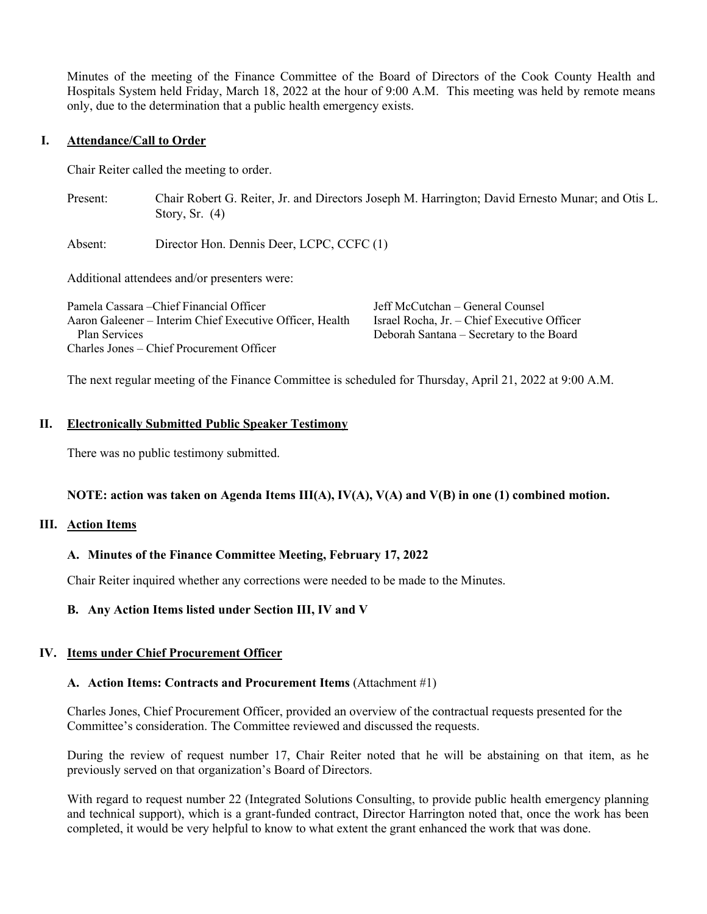Minutes of the meeting of the Finance Committee of the Board of Directors of the Cook County Health and Hospitals System held Friday, March 18, 2022 at the hour of 9:00 A.M. This meeting was held by remote means only, due to the determination that a public health emergency exists.

## I. Attendance/Call to Order

Chair Reiter called the meeting to order.

Present: Chair Robert G. Reiter, Jr. and Directors Joseph M. Harrington; David Ernesto Munar; and Otis L. Story, Sr. (4)

Absent: Director Hon. Dennis Deer, LCPC, CCFC (1)

Additional attendees and/or presenters were:

Pamela Cassara – Chief Financial Officer
Aaron Galeener – Interim Chief Executive Officer, Health Plan Services
Charles Jones – Chief Procurement Officer
Jeff McCutchan – General Counsel
Israel Rocha, Jr. – Chief Executive Officer
Deborah Santana – Secretary to the Board

The next regular meeting of the Finance Committee is scheduled for Thursday, April 21, 2022 at 9:00 A.M.

## II. Electronically Submitted Public Speaker Testimony

There was no public testimony submitted.

**NOTE: action was taken on Agenda Items III(A), IV(A), V(A) and V(B) in one (1) combined motion.**

## III. Action Items

### A. Minutes of the Finance Committee Meeting, February 17, 2022

Chair Reiter inquired whether any corrections were needed to be made to the Minutes.

### B. Any Action Items listed under Section III, IV and V

## IV. Items under Chief Procurement Officer

### A. Action Items: Contracts and Procurement Items (Attachment #1)

Charles Jones, Chief Procurement Officer, provided an overview of the contractual requests presented for the Committee's consideration. The Committee reviewed and discussed the requests.

During the review of request number 17, Chair Reiter noted that he will be abstaining on that item, as he previously served on that organization's Board of Directors.

With regard to request number 22 (Integrated Solutions Consulting, to provide public health emergency planning and technical support), which is a grant-funded contract, Director Harrington noted that, once the work has been completed, it would be very helpful to know to what extent the grant enhanced the work that was done.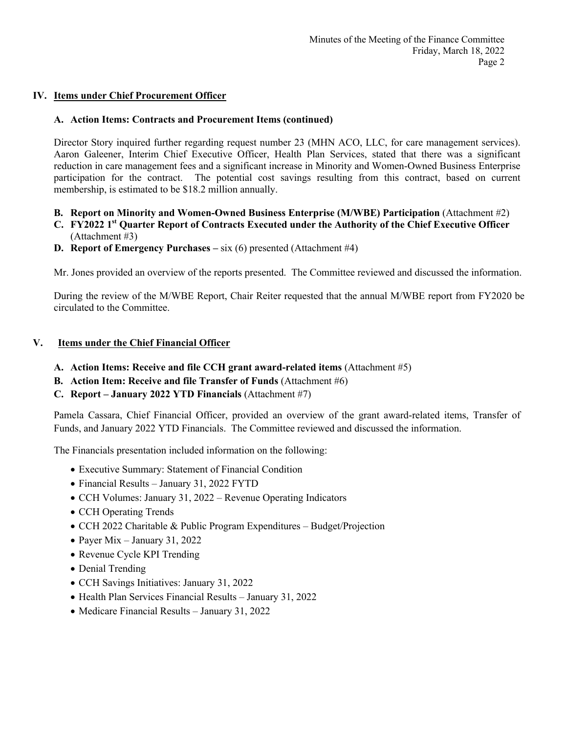## IV. Items under Chief Procurement Officer

### A. Action Items: Contracts and Procurement Items (continued)

Director Story inquired further regarding request number 23 (MHN ACO, LLC, for care management services). Aaron Galeener, Interim Chief Executive Officer, Health Plan Services, stated that there was a significant reduction in care management fees and a significant increase in Minority and Women-Owned Business Enterprise participation for the contract. The potential cost savings resulting from this contract, based on current membership, is estimated to be $18.2 million annually.

- **B. Report on Minority and Women-Owned Business Enterprise (M/WBE) Participation** (Attachment #2)
- **C. FY2022 1st Quarter Report of Contracts Executed under the Authority of the Chief Executive Officer** (Attachment #3)
- **D. Report of Emergency Purchases –** six (6) presented (Attachment #4)

Mr. Jones provided an overview of the reports presented. The Committee reviewed and discussed the information.

During the review of the M/WBE Report, Chair Reiter requested that the annual M/WBE report from FY2020 be circulated to the Committee.

## V. Items under the Chief Financial Officer

- **A. Action Items: Receive and file CCH grant award-related items** (Attachment #5)
- **B. Action Item: Receive and file Transfer of Funds** (Attachment #6)
- **C. Report – January 2022 YTD Financials** (Attachment #7)

Pamela Cassara, Chief Financial Officer, provided an overview of the grant award-related items, Transfer of Funds, and January 2022 YTD Financials. The Committee reviewed and discussed the information.

The Financials presentation included information on the following:

- Executive Summary: Statement of Financial Condition
- Financial Results – January 31, 2022 FYTD
- CCH Volumes: January 31, 2022 – Revenue Operating Indicators
- CCH Operating Trends
- CCH 2022 Charitable & Public Program Expenditures – Budget/Projection
- Payer Mix – January 31, 2022
- Revenue Cycle KPI Trending
- Denial Trending
- CCH Savings Initiatives: January 31, 2022
- Health Plan Services Financial Results – January 31, 2022
- Medicare Financial Results – January 31, 2022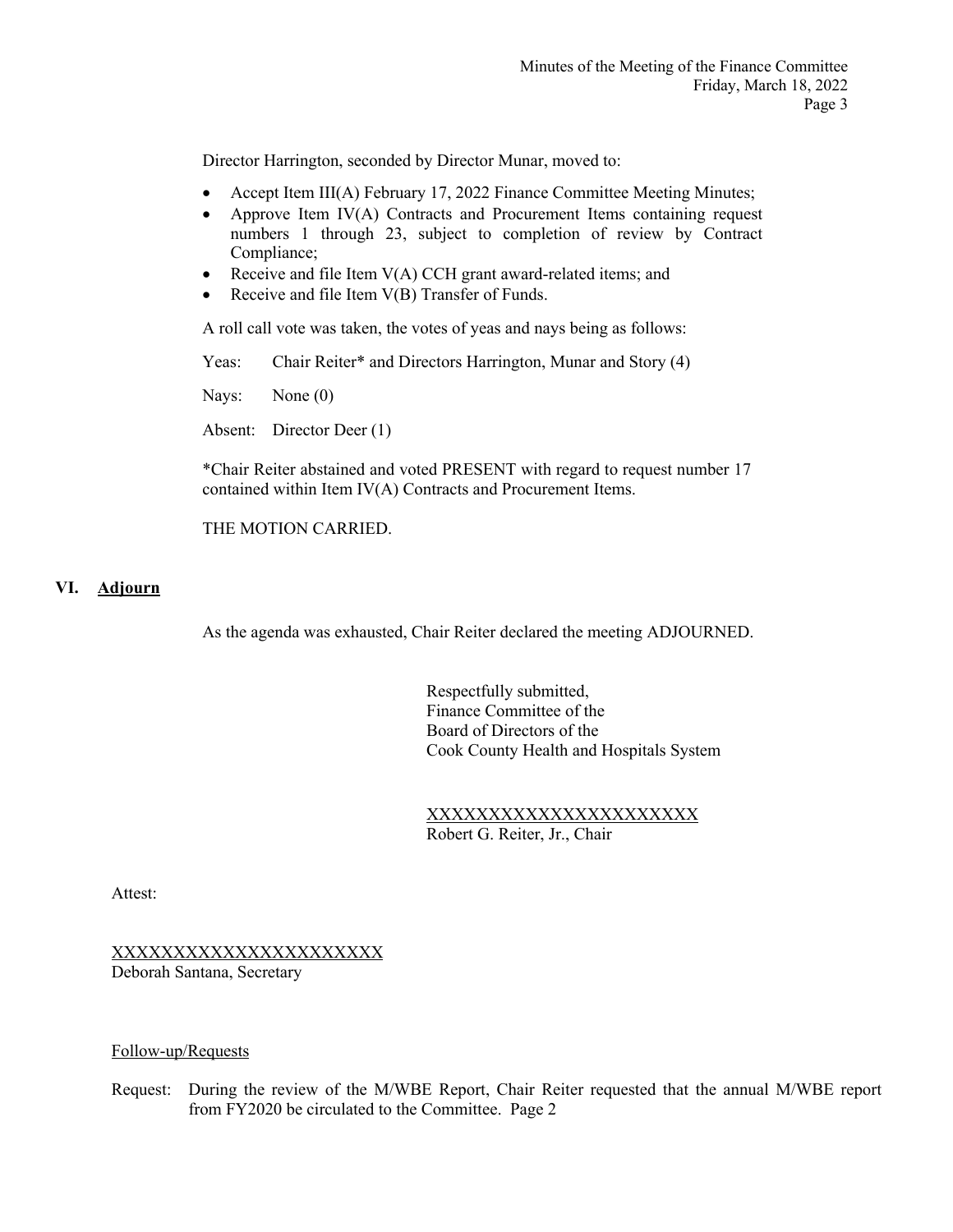Director Harrington, seconded by Director Munar, moved to:

- Accept Item III(A) February 17, 2022 Finance Committee Meeting Minutes;
- Approve Item IV(A) Contracts and Procurement Items containing request numbers 1 through 23, subject to completion of review by Contract Compliance;
- Receive and file Item V(A) CCH grant award-related items; and
- Receive and file Item V(B) Transfer of Funds.

A roll call vote was taken, the votes of yeas and nays being as follows:

Yeas: Chair Reiter* and Directors Harrington, Munar and Story (4)

Nays: None (0)

Absent: Director Deer (1)

*Chair Reiter abstained and voted PRESENT with regard to request number 17 contained within Item IV(A) Contracts and Procurement Items.

THE MOTION CARRIED.

## VI. Adjourn

As the agenda was exhausted, Chair Reiter declared the meeting ADJOURNED.

Respectfully submitted,
Finance Committee of the
Board of Directors of the
Cook County Health and Hospitals System

XXXXXXXXXXXXXXXXXXXXXX
Robert G. Reiter, Jr., Chair

Attest:

XXXXXXXXXXXXXXXXXXXXXX
Deborah Santana, Secretary

Follow-up/Requests

Request: During the review of the M/WBE Report, Chair Reiter requested that the annual M/WBE report from FY2020 be circulated to the Committee. Page 2